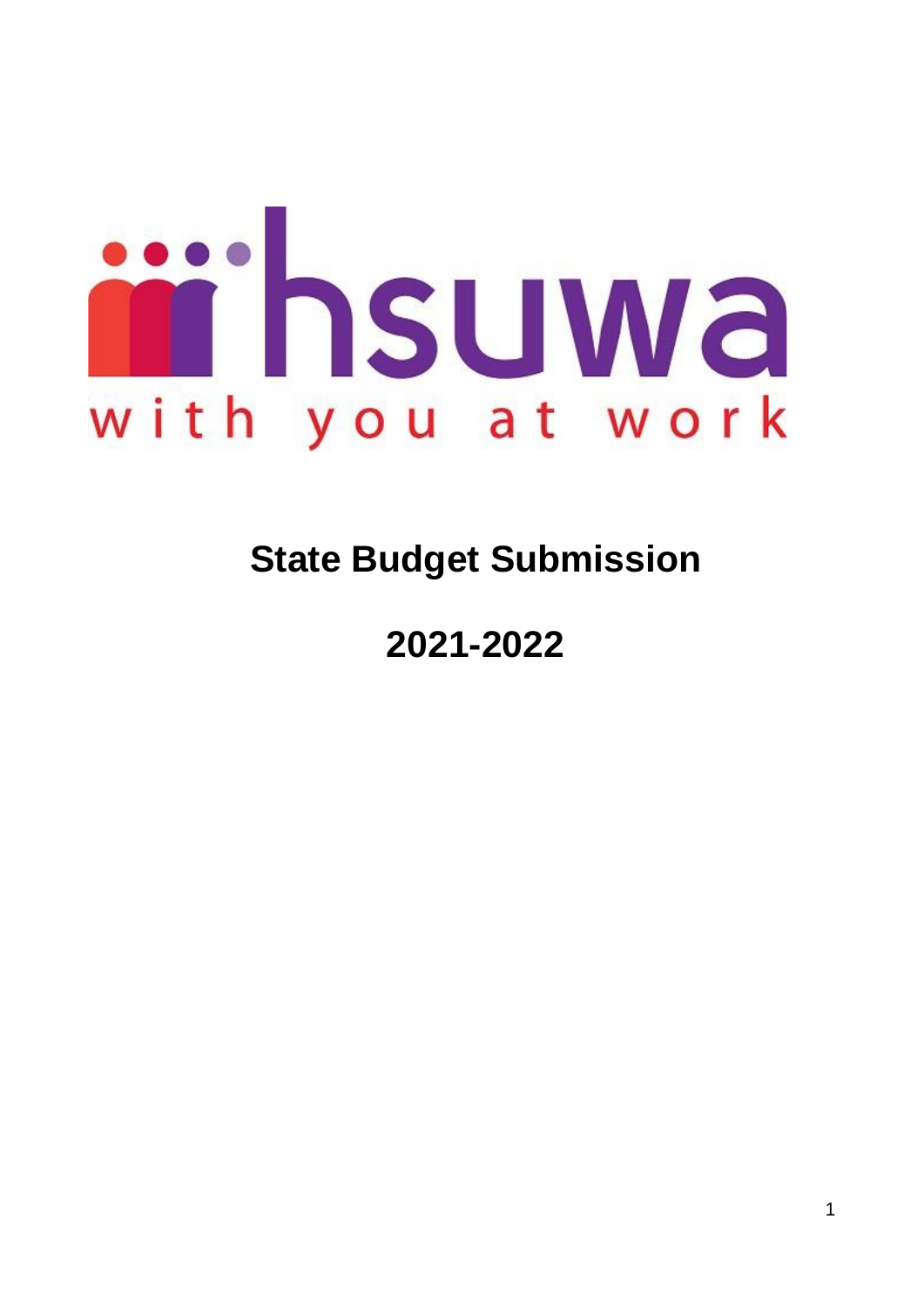hsuwa

with you at work

# State Budget Submission

# 2021-2022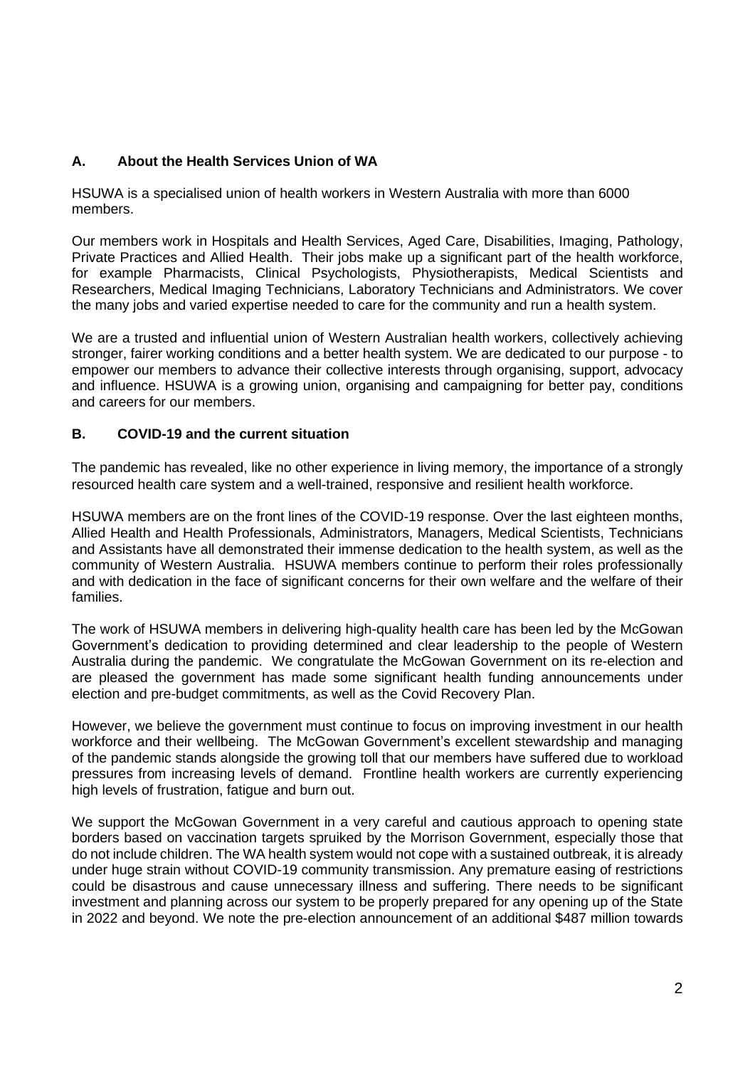## A. About the Health Services Union of WA

HSUWA is a specialised union of health workers in Western Australia with more than 6000 members.

Our members work in Hospitals and Health Services, Aged Care, Disabilities, Imaging, Pathology, Private Practices and Allied Health. Their jobs make up a significant part of the health workforce, for example Pharmacists, Clinical Psychologists, Physiotherapists, Medical Scientists and Researchers, Medical Imaging Technicians, Laboratory Technicians and Administrators. We cover the many jobs and varied expertise needed to care for the community and run a health system.

We are a trusted and influential union of Western Australian health workers, collectively achieving stronger, fairer working conditions and a better health system. We are dedicated to our purpose - to empower our members to advance their collective interests through organising, support, advocacy and influence. HSUWA is a growing union, organising and campaigning for better pay, conditions and careers for our members.

## B. COVID-19 and the current situation

The pandemic has revealed, like no other experience in living memory, the importance of a strongly resourced health care system and a well-trained, responsive and resilient health workforce.

HSUWA members are on the front lines of the COVID-19 response. Over the last eighteen months, Allied Health and Health Professionals, Administrators, Managers, Medical Scientists, Technicians and Assistants have all demonstrated their immense dedication to the health system, as well as the community of Western Australia. HSUWA members continue to perform their roles professionally and with dedication in the face of significant concerns for their own welfare and the welfare of their families.

The work of HSUWA members in delivering high-quality health care has been led by the McGowan Government's dedication to providing determined and clear leadership to the people of Western Australia during the pandemic. We congratulate the McGowan Government on its re-election and are pleased the government has made some significant health funding announcements under election and pre-budget commitments, as well as the Covid Recovery Plan.

However, we believe the government must continue to focus on improving investment in our health workforce and their wellbeing. The McGowan Government's excellent stewardship and managing of the pandemic stands alongside the growing toll that our members have suffered due to workload pressures from increasing levels of demand. Frontline health workers are currently experiencing high levels of frustration, fatigue and burn out.

We support the McGowan Government in a very careful and cautious approach to opening state borders based on vaccination targets spruiked by the Morrison Government, especially those that do not include children. The WA health system would not cope with a sustained outbreak, it is already under huge strain without COVID-19 community transmission. Any premature easing of restrictions could be disastrous and cause unnecessary illness and suffering. There needs to be significant investment and planning across our system to be properly prepared for any opening up of the State in 2022 and beyond. We note the pre-election announcement of an additional $487 million towards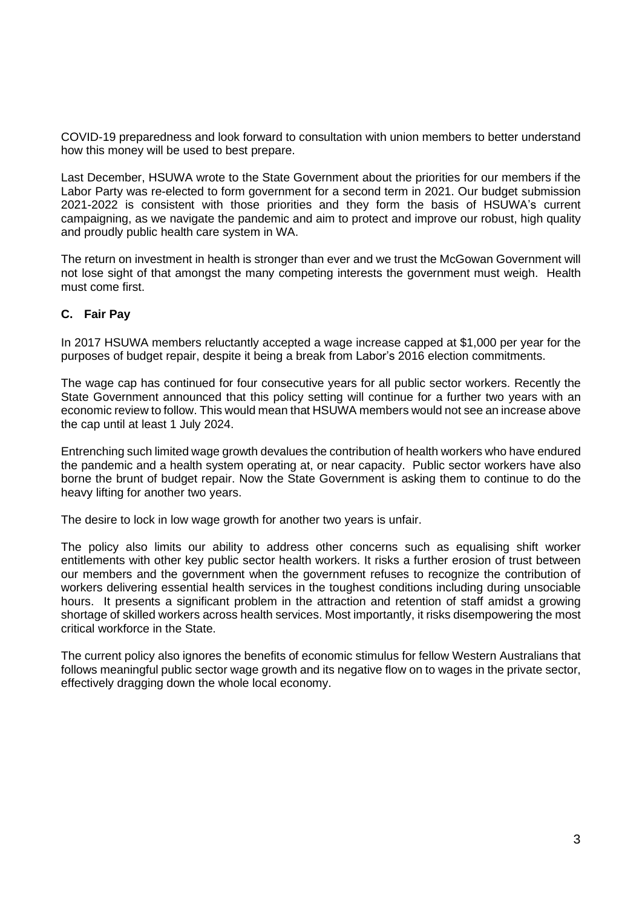COVID-19 preparedness and look forward to consultation with union members to better understand how this money will be used to best prepare.

Last December, HSUWA wrote to the State Government about the priorities for our members if the Labor Party was re-elected to form government for a second term in 2021. Our budget submission 2021-2022 is consistent with those priorities and they form the basis of HSUWA's current campaigning, as we navigate the pandemic and aim to protect and improve our robust, high quality and proudly public health care system in WA.

The return on investment in health is stronger than ever and we trust the McGowan Government will not lose sight of that amongst the many competing interests the government must weigh. Health must come first.

## C. Fair Pay

In 2017 HSUWA members reluctantly accepted a wage increase capped at $1,000 per year for the purposes of budget repair, despite it being a break from Labor's 2016 election commitments.

The wage cap has continued for four consecutive years for all public sector workers. Recently the State Government announced that this policy setting will continue for a further two years with an economic review to follow. This would mean that HSUWA members would not see an increase above the cap until at least 1 July 2024.

Entrenching such limited wage growth devalues the contribution of health workers who have endured the pandemic and a health system operating at, or near capacity. Public sector workers have also borne the brunt of budget repair. Now the State Government is asking them to continue to do the heavy lifting for another two years.

The desire to lock in low wage growth for another two years is unfair.

The policy also limits our ability to address other concerns such as equalising shift worker entitlements with other key public sector health workers. It risks a further erosion of trust between our members and the government when the government refuses to recognize the contribution of workers delivering essential health services in the toughest conditions including during unsociable hours. It presents a significant problem in the attraction and retention of staff amidst a growing shortage of skilled workers across health services. Most importantly, it risks disempowering the most critical workforce in the State.

The current policy also ignores the benefits of economic stimulus for fellow Western Australians that follows meaningful public sector wage growth and its negative flow on to wages in the private sector, effectively dragging down the whole local economy.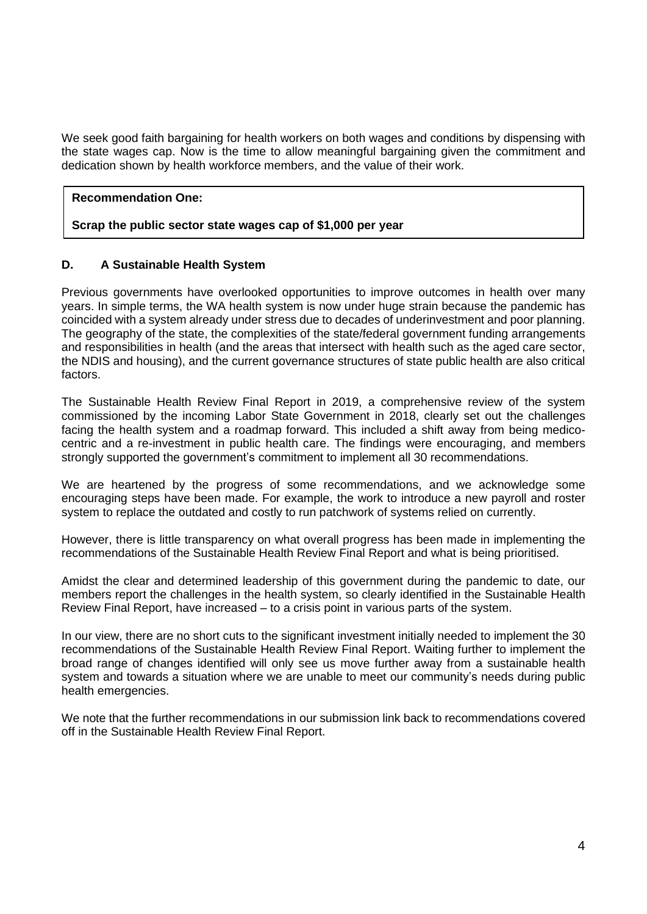We seek good faith bargaining for health workers on both wages and conditions by dispensing with the state wages cap. Now is the time to allow meaningful bargaining given the commitment and dedication shown by health workforce members, and the value of their work.

> **Recommendation One:**
>
> **Scrap the public sector state wages cap of $1,000 per year**

## D. A Sustainable Health System

Previous governments have overlooked opportunities to improve outcomes in health over many years. In simple terms, the WA health system is now under huge strain because the pandemic has coincided with a system already under stress due to decades of underinvestment and poor planning. The geography of the state, the complexities of the state/federal government funding arrangements and responsibilities in health (and the areas that intersect with health such as the aged care sector, the NDIS and housing), and the current governance structures of state public health are also critical factors.

The Sustainable Health Review Final Report in 2019, a comprehensive review of the system commissioned by the incoming Labor State Government in 2018, clearly set out the challenges facing the health system and a roadmap forward. This included a shift away from being medico-centric and a re-investment in public health care. The findings were encouraging, and members strongly supported the government's commitment to implement all 30 recommendations.

We are heartened by the progress of some recommendations, and we acknowledge some encouraging steps have been made. For example, the work to introduce a new payroll and roster system to replace the outdated and costly to run patchwork of systems relied on currently.

However, there is little transparency on what overall progress has been made in implementing the recommendations of the Sustainable Health Review Final Report and what is being prioritised.

Amidst the clear and determined leadership of this government during the pandemic to date, our members report the challenges in the health system, so clearly identified in the Sustainable Health Review Final Report, have increased – to a crisis point in various parts of the system.

In our view, there are no short cuts to the significant investment initially needed to implement the 30 recommendations of the Sustainable Health Review Final Report. Waiting further to implement the broad range of changes identified will only see us move further away from a sustainable health system and towards a situation where we are unable to meet our community's needs during public health emergencies.

We note that the further recommendations in our submission link back to recommendations covered off in the Sustainable Health Review Final Report.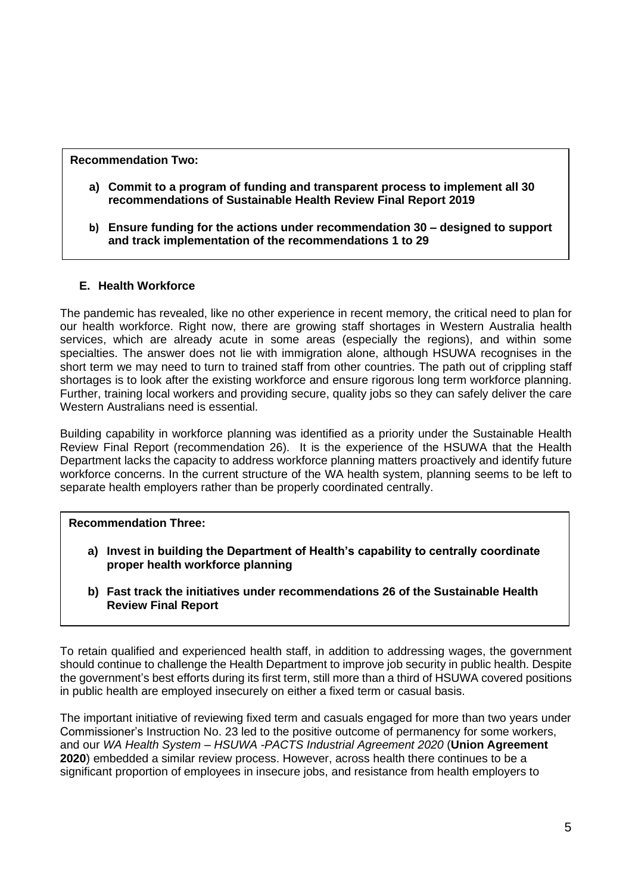**Recommendation Two:**

**a) Commit to a program of funding and transparent process to implement all 30 recommendations of Sustainable Health Review Final Report 2019**

**b) Ensure funding for the actions under recommendation 30 – designed to support and track implementation of the recommendations 1 to 29**

### E. Health Workforce

The pandemic has revealed, like no other experience in recent memory, the critical need to plan for our health workforce. Right now, there are growing staff shortages in Western Australia health services, which are already acute in some areas (especially the regions), and within some specialties. The answer does not lie with immigration alone, although HSUWA recognises in the short term we may need to turn to trained staff from other countries. The path out of crippling staff shortages is to look after the existing workforce and ensure rigorous long term workforce planning. Further, training local workers and providing secure, quality jobs so they can safely deliver the care Western Australians need is essential.

Building capability in workforce planning was identified as a priority under the Sustainable Health Review Final Report (recommendation 26). It is the experience of the HSUWA that the Health Department lacks the capacity to address workforce planning matters proactively and identify future workforce concerns. In the current structure of the WA health system, planning seems to be left to separate health employers rather than be properly coordinated centrally.

**Recommendation Three:**

**a) Invest in building the Department of Health's capability to centrally coordinate proper health workforce planning**

**b) Fast track the initiatives under recommendations 26 of the Sustainable Health Review Final Report**

To retain qualified and experienced health staff, in addition to addressing wages, the government should continue to challenge the Health Department to improve job security in public health. Despite the government's best efforts during its first term, still more than a third of HSUWA covered positions in public health are employed insecurely on either a fixed term or casual basis.

The important initiative of reviewing fixed term and casuals engaged for more than two years under Commissioner's Instruction No. 23 led to the positive outcome of permanency for some workers, and our *WA Health System – HSUWA -PACTS Industrial Agreement 2020* (**Union Agreement 2020**) embedded a similar review process. However, across health there continues to be a significant proportion of employees in insecure jobs, and resistance from health employers to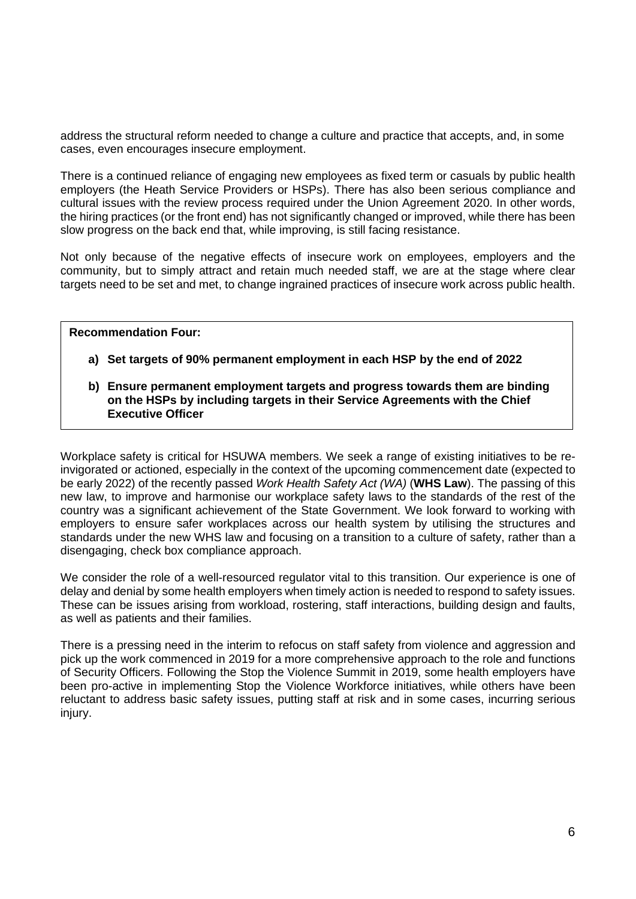address the structural reform needed to change a culture and practice that accepts, and, in some cases, even encourages insecure employment.

There is a continued reliance of engaging new employees as fixed term or casuals by public health employers (the Heath Service Providers or HSPs). There has also been serious compliance and cultural issues with the review process required under the Union Agreement 2020. In other words, the hiring practices (or the front end) has not significantly changed or improved, while there has been slow progress on the back end that, while improving, is still facing resistance.

Not only because of the negative effects of insecure work on employees, employers and the community, but to simply attract and retain much needed staff, we are at the stage where clear targets need to be set and met, to change ingrained practices of insecure work across public health.

**Recommendation Four:**

- **a) Set targets of 90% permanent employment in each HSP by the end of 2022**
- **b) Ensure permanent employment targets and progress towards them are binding on the HSPs by including targets in their Service Agreements with the Chief Executive Officer**

Workplace safety is critical for HSUWA members. We seek a range of existing initiatives to be re-invigorated or actioned, especially in the context of the upcoming commencement date (expected to be early 2022) of the recently passed *Work Health Safety Act (WA)* (**WHS Law**). The passing of this new law, to improve and harmonise our workplace safety laws to the standards of the rest of the country was a significant achievement of the State Government. We look forward to working with employers to ensure safer workplaces across our health system by utilising the structures and standards under the new WHS law and focusing on a transition to a culture of safety, rather than a disengaging, check box compliance approach.

We consider the role of a well-resourced regulator vital to this transition. Our experience is one of delay and denial by some health employers when timely action is needed to respond to safety issues. These can be issues arising from workload, rostering, staff interactions, building design and faults, as well as patients and their families.

There is a pressing need in the interim to refocus on staff safety from violence and aggression and pick up the work commenced in 2019 for a more comprehensive approach to the role and functions of Security Officers. Following the Stop the Violence Summit in 2019, some health employers have been pro-active in implementing Stop the Violence Workforce initiatives, while others have been reluctant to address basic safety issues, putting staff at risk and in some cases, incurring serious injury.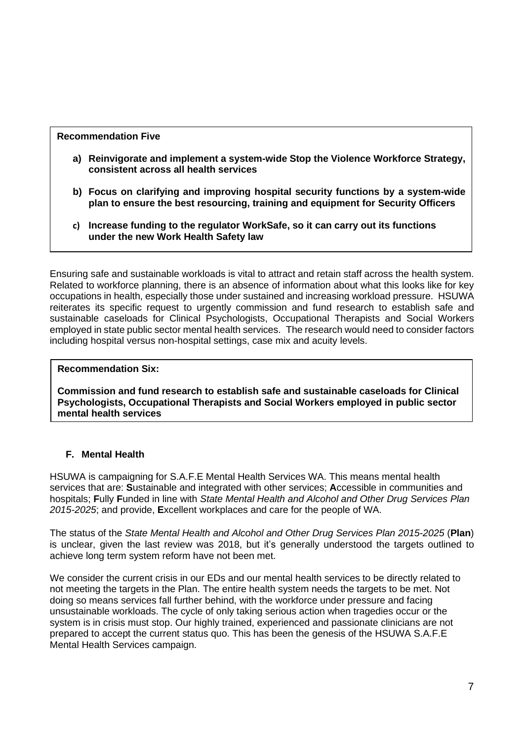**Recommendation Five**

a) **Reinvigorate and implement a system-wide Stop the Violence Workforce Strategy, consistent across all health services**

b) **Focus on clarifying and improving hospital security functions by a system-wide plan to ensure the best resourcing, training and equipment for Security Officers**

c) **Increase funding to the regulator WorkSafe, so it can carry out its functions under the new Work Health Safety law**

Ensuring safe and sustainable workloads is vital to attract and retain staff across the health system. Related to workforce planning, there is an absence of information about what this looks like for key occupations in health, especially those under sustained and increasing workload pressure. HSUWA reiterates its specific request to urgently commission and fund research to establish safe and sustainable caseloads for Clinical Psychologists, Occupational Therapists and Social Workers employed in state public sector mental health services. The research would need to consider factors including hospital versus non-hospital settings, case mix and acuity levels.

**Recommendation Six:**

**Commission and fund research to establish safe and sustainable caseloads for Clinical Psychologists, Occupational Therapists and Social Workers employed in public sector mental health services**

## F. Mental Health

HSUWA is campaigning for S.A.F.E Mental Health Services WA. This means mental health services that are: **S**ustainable and integrated with other services; **A**ccessible in communities and hospitals; **F**ully **F**unded in line with *State Mental Health and Alcohol and Other Drug Services Plan 2015-2025*; and provide, **E**xcellent workplaces and care for the people of WA.

The status of the *State Mental Health and Alcohol and Other Drug Services Plan 2015-2025* (**Plan**) is unclear, given the last review was 2018, but it's generally understood the targets outlined to achieve long term system reform have not been met.

We consider the current crisis in our EDs and our mental health services to be directly related to not meeting the targets in the Plan. The entire health system needs the targets to be met. Not doing so means services fall further behind, with the workforce under pressure and facing unsustainable workloads. The cycle of only taking serious action when tragedies occur or the system is in crisis must stop. Our highly trained, experienced and passionate clinicians are not prepared to accept the current status quo. This has been the genesis of the HSUWA S.A.F.E Mental Health Services campaign.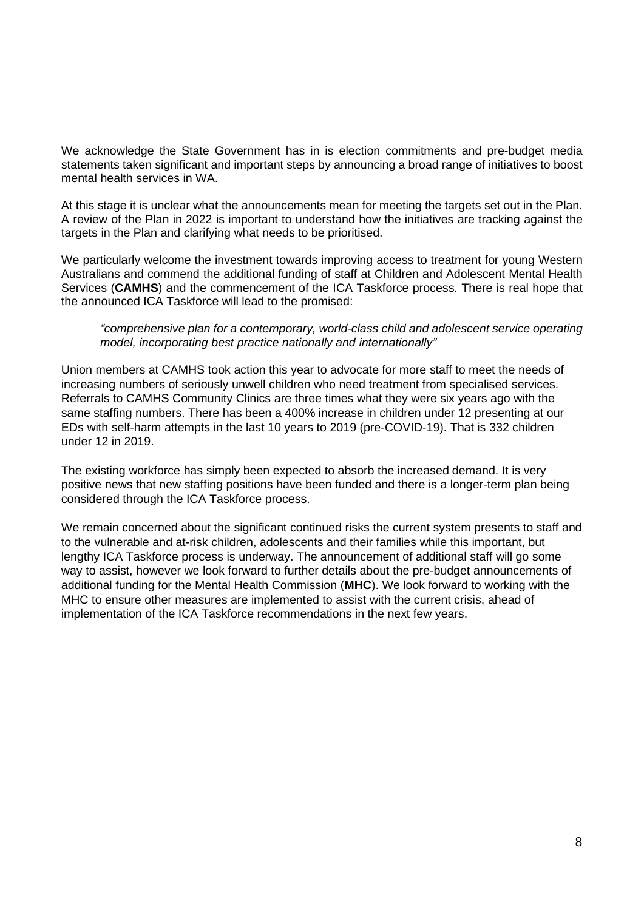We acknowledge the State Government has in is election commitments and pre-budget media statements taken significant and important steps by announcing a broad range of initiatives to boost mental health services in WA.

At this stage it is unclear what the announcements mean for meeting the targets set out in the Plan. A review of the Plan in 2022 is important to understand how the initiatives are tracking against the targets in the Plan and clarifying what needs to be prioritised.

We particularly welcome the investment towards improving access to treatment for young Western Australians and commend the additional funding of staff at Children and Adolescent Mental Health Services (**CAMHS**) and the commencement of the ICA Taskforce process. There is real hope that the announced ICA Taskforce will lead to the promised:

> *"comprehensive plan for a contemporary, world-class child and adolescent service operating model, incorporating best practice nationally and internationally"*

Union members at CAMHS took action this year to advocate for more staff to meet the needs of increasing numbers of seriously unwell children who need treatment from specialised services. Referrals to CAMHS Community Clinics are three times what they were six years ago with the same staffing numbers. There has been a 400% increase in children under 12 presenting at our EDs with self-harm attempts in the last 10 years to 2019 (pre-COVID-19). That is 332 children under 12 in 2019.

The existing workforce has simply been expected to absorb the increased demand. It is very positive news that new staffing positions have been funded and there is a longer-term plan being considered through the ICA Taskforce process.

We remain concerned about the significant continued risks the current system presents to staff and to the vulnerable and at-risk children, adolescents and their families while this important, but lengthy ICA Taskforce process is underway. The announcement of additional staff will go some way to assist, however we look forward to further details about the pre-budget announcements of additional funding for the Mental Health Commission (**MHC**). We look forward to working with the MHC to ensure other measures are implemented to assist with the current crisis, ahead of implementation of the ICA Taskforce recommendations in the next few years.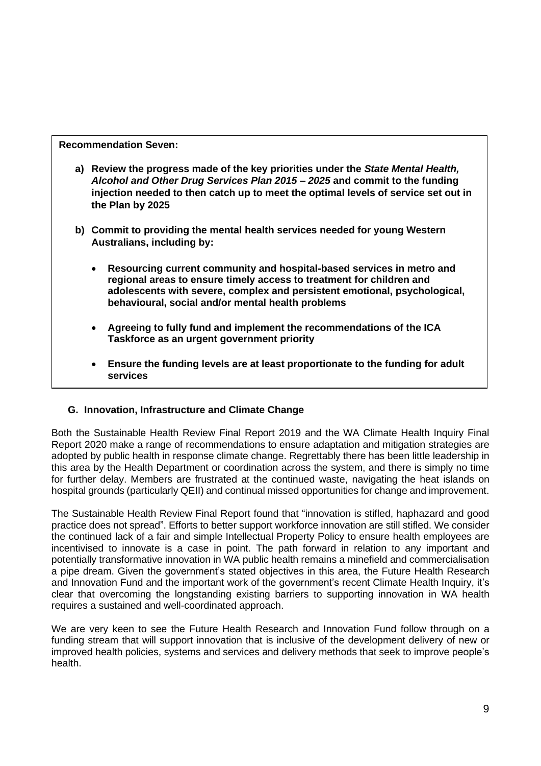**Recommendation Seven:**

**a) Review the progress made of the key priorities under the *State Mental Health, Alcohol and Other Drug Services Plan 2015 – 2025* and commit to the funding injection needed to then catch up to meet the optimal levels of service set out in the Plan by 2025**

**b) Commit to providing the mental health services needed for young Western Australians, including by:**

- **Resourcing current community and hospital-based services in metro and regional areas to ensure timely access to treatment for children and adolescents with severe, complex and persistent emotional, psychological, behavioural, social and/or mental health problems**
- **Agreeing to fully fund and implement the recommendations of the ICA Taskforce as an urgent government priority**
- **Ensure the funding levels are at least proportionate to the funding for adult services**

## G. Innovation, Infrastructure and Climate Change

Both the Sustainable Health Review Final Report 2019 and the WA Climate Health Inquiry Final Report 2020 make a range of recommendations to ensure adaptation and mitigation strategies are adopted by public health in response climate change. Regrettably there has been little leadership in this area by the Health Department or coordination across the system, and there is simply no time for further delay. Members are frustrated at the continued waste, navigating the heat islands on hospital grounds (particularly QEII) and continual missed opportunities for change and improvement.

The Sustainable Health Review Final Report found that "innovation is stifled, haphazard and good practice does not spread". Efforts to better support workforce innovation are still stifled. We consider the continued lack of a fair and simple Intellectual Property Policy to ensure health employees are incentivised to innovate is a case in point. The path forward in relation to any important and potentially transformative innovation in WA public health remains a minefield and commercialisation a pipe dream. Given the government's stated objectives in this area, the Future Health Research and Innovation Fund and the important work of the government's recent Climate Health Inquiry, it's clear that overcoming the longstanding existing barriers to supporting innovation in WA health requires a sustained and well-coordinated approach.

We are very keen to see the Future Health Research and Innovation Fund follow through on a funding stream that will support innovation that is inclusive of the development delivery of new or improved health policies, systems and services and delivery methods that seek to improve people's health.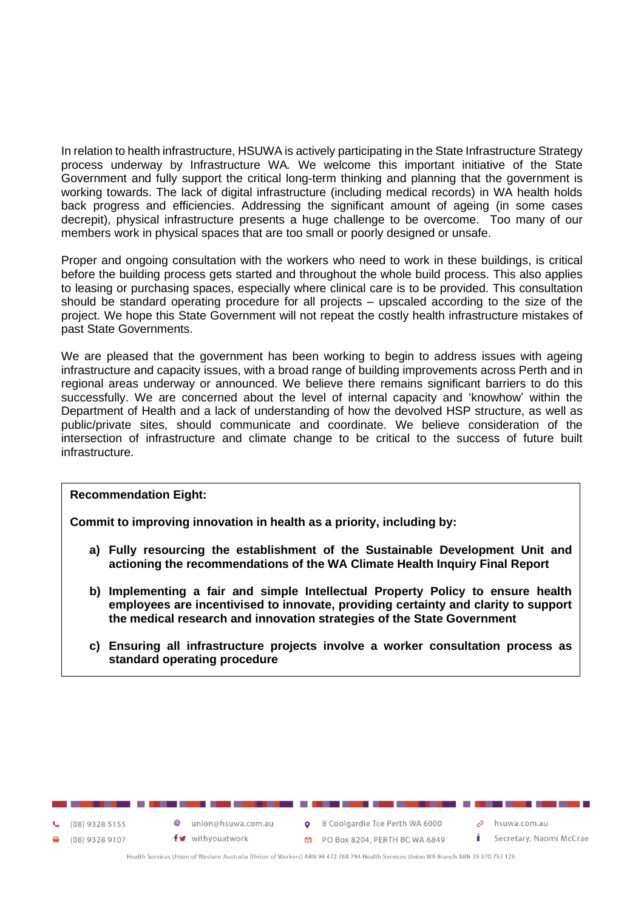In relation to health infrastructure, HSUWA is actively participating in the State Infrastructure Strategy process underway by Infrastructure WA. We welcome this important initiative of the State Government and fully support the critical long-term thinking and planning that the government is working towards. The lack of digital infrastructure (including medical records) in WA health holds back progress and efficiencies. Addressing the significant amount of ageing (in some cases decrepit), physical infrastructure presents a huge challenge to be overcome. Too many of our members work in physical spaces that are too small or poorly designed or unsafe.

Proper and ongoing consultation with the workers who need to work in these buildings, is critical before the building process gets started and throughout the whole build process. This also applies to leasing or purchasing spaces, especially where clinical care is to be provided. This consultation should be standard operating procedure for all projects – upscaled according to the size of the project. We hope this State Government will not repeat the costly health infrastructure mistakes of past State Governments.

We are pleased that the government has been working to begin to address issues with ageing infrastructure and capacity issues, with a broad range of building improvements across Perth and in regional areas underway or announced. We believe there remains significant barriers to do this successfully. We are concerned about the level of internal capacity and 'knowhow' within the Department of Health and a lack of understanding of how the devolved HSP structure, as well as public/private sites, should communicate and coordinate. We believe consideration of the intersection of infrastructure and climate change to be critical to the success of future built infrastructure.

**Recommendation Eight:**

**Commit to improving innovation in health as a priority, including by:**

a) **Fully resourcing the establishment of the Sustainable Development Unit and actioning the recommendations of the WA Climate Health Inquiry Final Report**

b) **Implementing a fair and simple Intellectual Property Policy to ensure health employees are incentivised to innovate, providing certainty and clarity to support the medical research and innovation strategies of the State Government**

c) **Ensuring all infrastructure projects involve a worker consultation process as standard operating procedure**